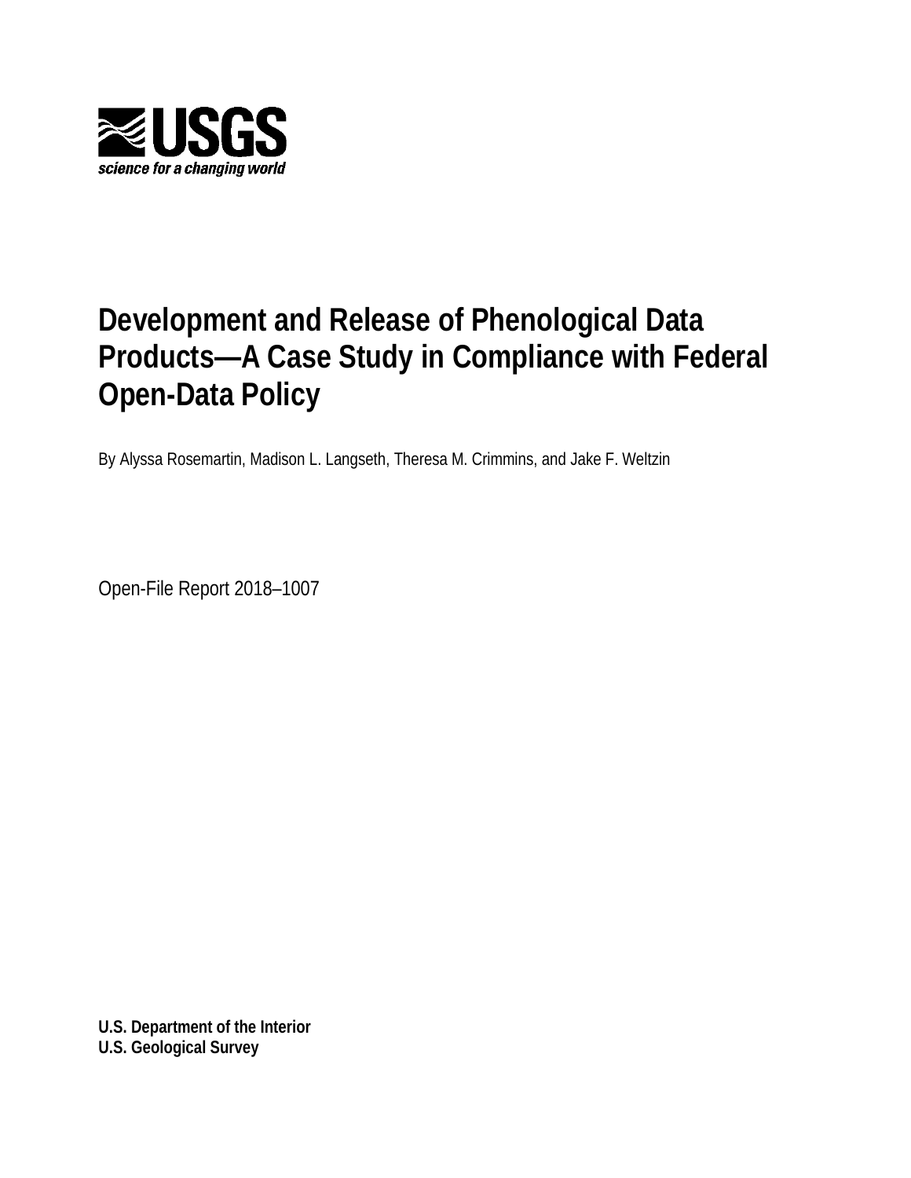USGS

*science for a changing world*

# Development and Release of Phenological Data Products—A Case Study in Compliance with Federal Open-Data Policy

By Alyssa Rosemartin, Madison L. Langseth, Theresa M. Crimmins, and Jake F. Weltzin

Open-File Report 2018–1007

**U.S. Department of the Interior**
**U.S. Geological Survey**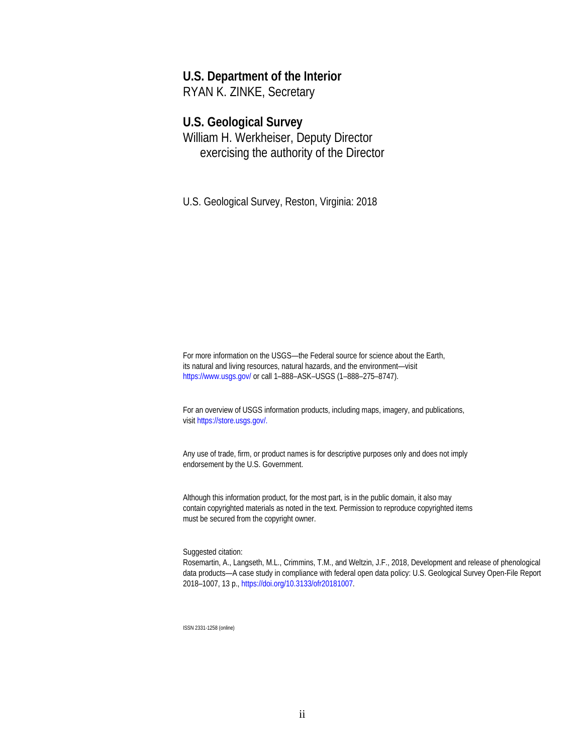**U.S. Department of the Interior**
RYAN K. ZINKE, Secretary

**U.S. Geological Survey**
William H. Werkheiser, Deputy Director
exercising the authority of the Director

U.S. Geological Survey, Reston, Virginia: 2018

For more information on the USGS—the Federal source for science about the Earth, its natural and living resources, natural hazards, and the environment—visit https://www.usgs.gov/ or call 1–888–ASK–USGS (1–888–275–8747).

For an overview of USGS information products, including maps, imagery, and publications, visit https://store.usgs.gov/.

Any use of trade, firm, or product names is for descriptive purposes only and does not imply endorsement by the U.S. Government.

Although this information product, for the most part, is in the public domain, it also may contain copyrighted materials as noted in the text. Permission to reproduce copyrighted items must be secured from the copyright owner.

Suggested citation:
Rosemartin, A., Langseth, M.L., Crimmins, T.M., and Weltzin, J.F., 2018, Development and release of phenological data products—A case study in compliance with federal open data policy: U.S. Geological Survey Open-File Report 2018–1007, 13 p., https://doi.org/10.3133/ofr20181007.

ISSN 2331-1258 (online)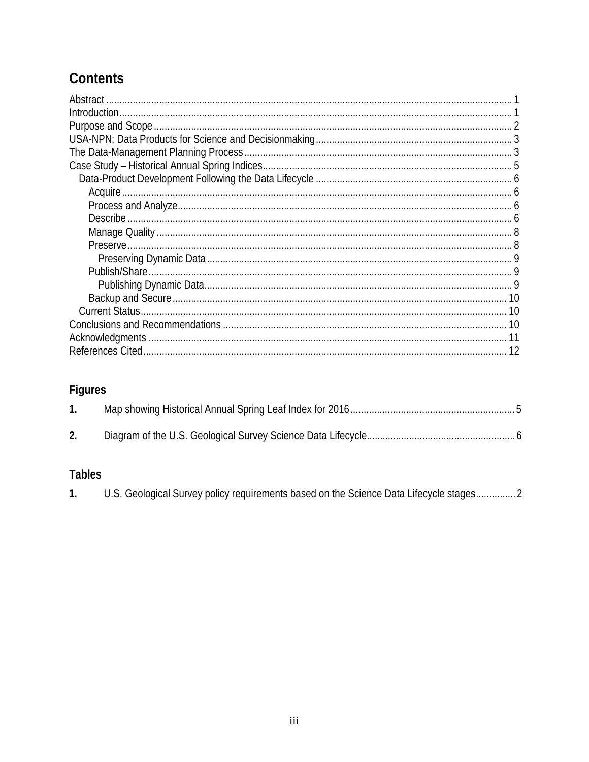## Contents

- Abstract ........ 1
- Introduction ........ 1
- Purpose and Scope ........ 2
- USA-NPN: Data Products for Science and Decisionmaking ........ 3
- The Data-Management Planning Process ........ 3
- Case Study – Historical Annual Spring Indices ........ 5
  - Data-Product Development Following the Data Lifecycle ........ 6
    - Acquire ........ 6
    - Process and Analyze ........ 6
    - Describe ........ 6
    - Manage Quality ........ 8
    - Preserve ........ 8
      - Preserving Dynamic Data ........ 9
    - Publish/Share ........ 9
      - Publishing Dynamic Data ........ 9
    - Backup and Secure ........ 10
  - Current Status ........ 10
- Conclusions and Recommendations ........ 10
- Acknowledgments ........ 11
- References Cited ........ 12

### Figures

1. Map showing Historical Annual Spring Leaf Index for 2016 ........ 5
2. Diagram of the U.S. Geological Survey Science Data Lifecycle ........ 6

### Tables

1. U.S. Geological Survey policy requirements based on the Science Data Lifecycle stages ........ 2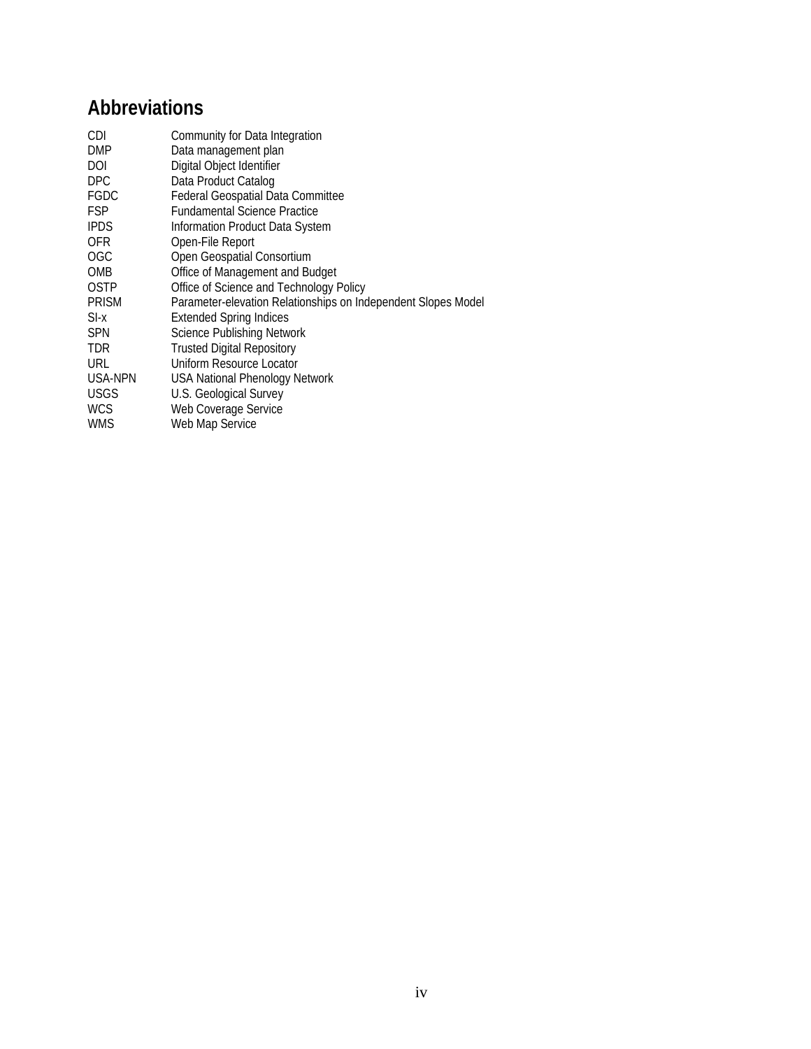## Abbreviations

| | |
|---|---|
| CDI | Community for Data Integration |
| DMP | Data management plan |
| DOI | Digital Object Identifier |
| DPC | Data Product Catalog |
| FGDC | Federal Geospatial Data Committee |
| FSP | Fundamental Science Practice |
| IPDS | Information Product Data System |
| OFR | Open-File Report |
| OGC | Open Geospatial Consortium |
| OMB | Office of Management and Budget |
| OSTP | Office of Science and Technology Policy |
| PRISM | Parameter-elevation Relationships on Independent Slopes Model |
| SI-x | Extended Spring Indices |
| SPN | Science Publishing Network |
| TDR | Trusted Digital Repository |
| URL | Uniform Resource Locator |
| USA-NPN | USA National Phenology Network |
| USGS | U.S. Geological Survey |
| WCS | Web Coverage Service |
| WMS | Web Map Service |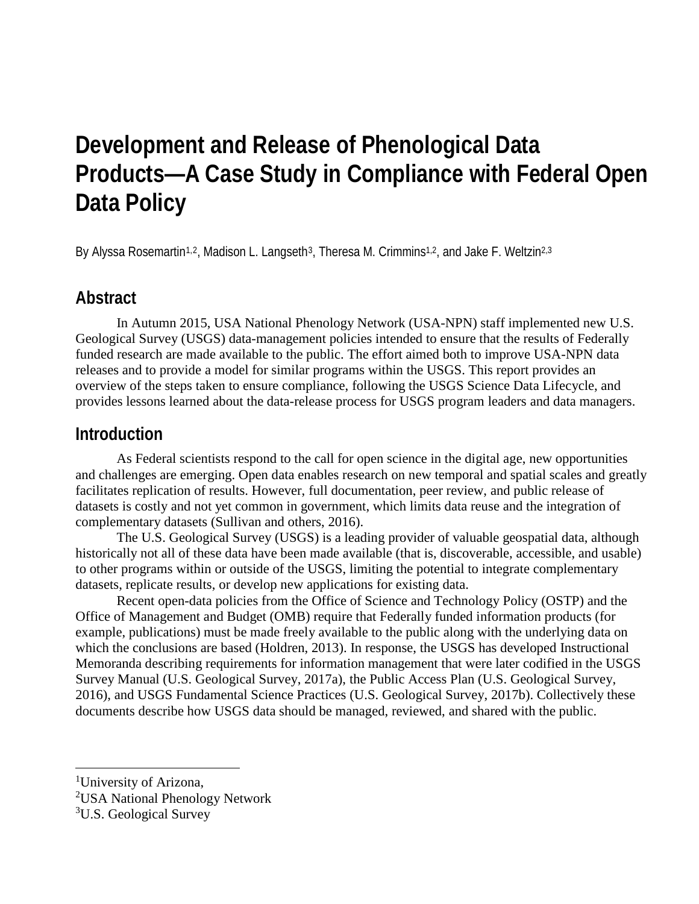# Development and Release of Phenological Data Products—A Case Study in Compliance with Federal Open Data Policy

By Alyssa Rosemartin[1,2], Madison L. Langseth[3], Theresa M. Crimmins[1,2], and Jake F. Weltzin[2,3]

## Abstract

In Autumn 2015, USA National Phenology Network (USA-NPN) staff implemented new U.S. Geological Survey (USGS) data-management policies intended to ensure that the results of Federally funded research are made available to the public. The effort aimed both to improve USA-NPN data releases and to provide a model for similar programs within the USGS. This report provides an overview of the steps taken to ensure compliance, following the USGS Science Data Lifecycle, and provides lessons learned about the data-release process for USGS program leaders and data managers.

## Introduction

As Federal scientists respond to the call for open science in the digital age, new opportunities and challenges are emerging. Open data enables research on new temporal and spatial scales and greatly facilitates replication of results. However, full documentation, peer review, and public release of datasets is costly and not yet common in government, which limits data reuse and the integration of complementary datasets (Sullivan and others, 2016).

The U.S. Geological Survey (USGS) is a leading provider of valuable geospatial data, although historically not all of these data have been made available (that is, discoverable, accessible, and usable) to other programs within or outside of the USGS, limiting the potential to integrate complementary datasets, replicate results, or develop new applications for existing data.

Recent open-data policies from the Office of Science and Technology Policy (OSTP) and the Office of Management and Budget (OMB) require that Federally funded information products (for example, publications) must be made freely available to the public along with the underlying data on which the conclusions are based (Holdren, 2013). In response, the USGS has developed Instructional Memoranda describing requirements for information management that were later codified in the USGS Survey Manual (U.S. Geological Survey, 2017a), the Public Access Plan (U.S. Geological Survey, 2016), and USGS Fundamental Science Practices (U.S. Geological Survey, 2017b). Collectively these documents describe how USGS data should be managed, reviewed, and shared with the public.

---

[1]University of Arizona,
[2]USA National Phenology Network
[3]U.S. Geological Survey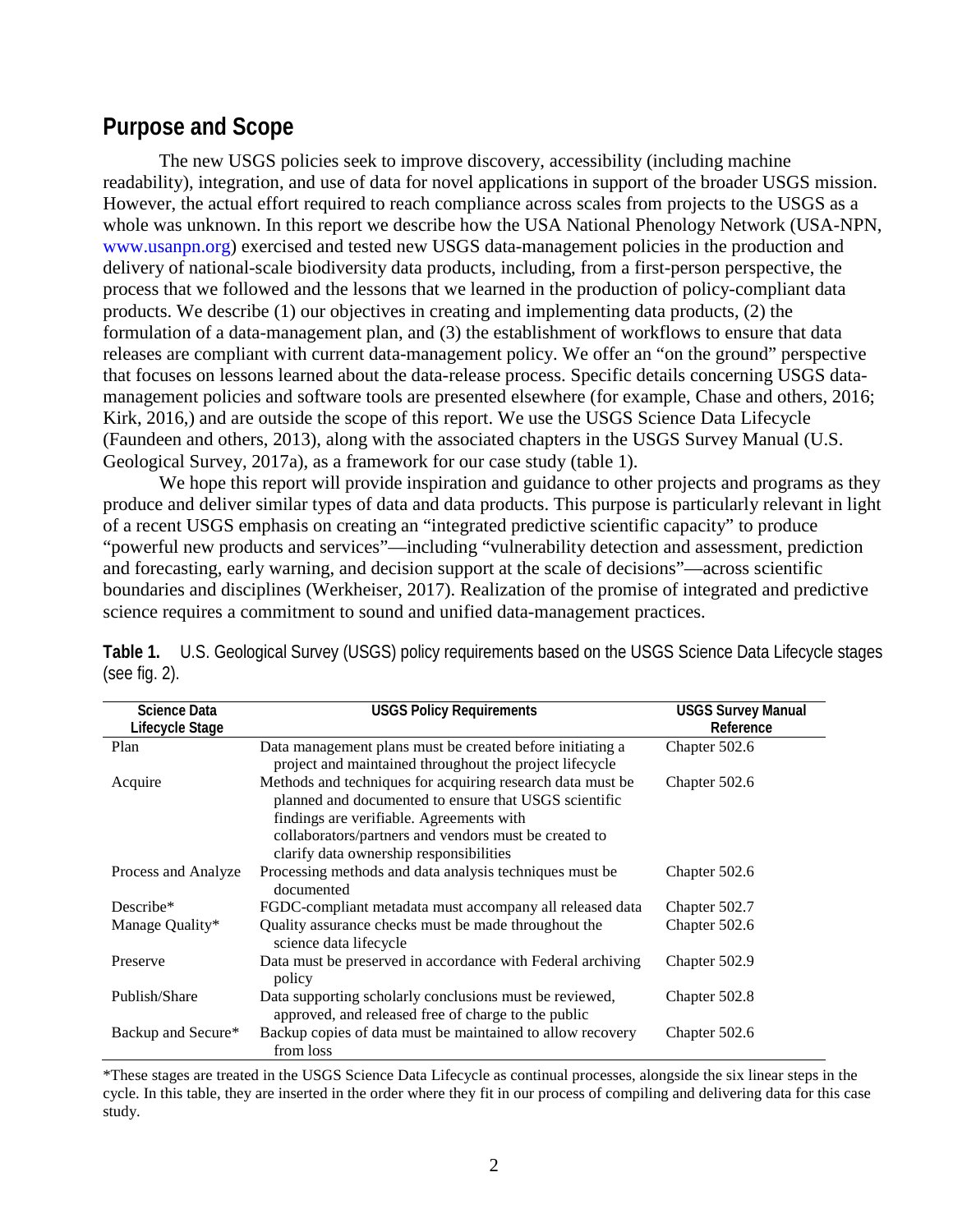## Purpose and Scope

The new USGS policies seek to improve discovery, accessibility (including machine readability), integration, and use of data for novel applications in support of the broader USGS mission. However, the actual effort required to reach compliance across scales from projects to the USGS as a whole was unknown. In this report we describe how the USA National Phenology Network (USA-NPN, www.usanpn.org) exercised and tested new USGS data-management policies in the production and delivery of national-scale biodiversity data products, including, from a first-person perspective, the process that we followed and the lessons that we learned in the production of policy-compliant data products. We describe (1) our objectives in creating and implementing data products, (2) the formulation of a data-management plan, and (3) the establishment of workflows to ensure that data releases are compliant with current data-management policy. We offer an "on the ground" perspective that focuses on lessons learned about the data-release process. Specific details concerning USGS data-management policies and software tools are presented elsewhere (for example, Chase and others, 2016; Kirk, 2016,) and are outside the scope of this report. We use the USGS Science Data Lifecycle (Faundeen and others, 2013), along with the associated chapters in the USGS Survey Manual (U.S. Geological Survey, 2017a), as a framework for our case study (table 1).

We hope this report will provide inspiration and guidance to other projects and programs as they produce and deliver similar types of data and data products. This purpose is particularly relevant in light of a recent USGS emphasis on creating an "integrated predictive scientific capacity" to produce "powerful new products and services"—including "vulnerability detection and assessment, prediction and forecasting, early warning, and decision support at the scale of decisions"—across scientific boundaries and disciplines (Werkheiser, 2017). Realization of the promise of integrated and predictive science requires a commitment to sound and unified data-management practices.

**Table 1.** U.S. Geological Survey (USGS) policy requirements based on the USGS Science Data Lifecycle stages (see fig. 2).

| Science Data Lifecycle Stage | USGS Policy Requirements | USGS Survey Manual Reference |
|---|---|---|
| Plan | Data management plans must be created before initiating a project and maintained throughout the project lifecycle | Chapter 502.6 |
| Acquire | Methods and techniques for acquiring research data must be planned and documented to ensure that USGS scientific findings are verifiable. Agreements with collaborators/partners and vendors must be created to clarify data ownership responsibilities | Chapter 502.6 |
| Process and Analyze | Processing methods and data analysis techniques must be documented | Chapter 502.6 |
| Describe* | FGDC-compliant metadata must accompany all released data | Chapter 502.7 |
| Manage Quality* | Quality assurance checks must be made throughout the science data lifecycle | Chapter 502.6 |
| Preserve | Data must be preserved in accordance with Federal archiving policy | Chapter 502.9 |
| Publish/Share | Data supporting scholarly conclusions must be reviewed, approved, and released free of charge to the public | Chapter 502.8 |
| Backup and Secure* | Backup copies of data must be maintained to allow recovery from loss | Chapter 502.6 |

*These stages are treated in the USGS Science Data Lifecycle as continual processes, alongside the six linear steps in the cycle. In this table, they are inserted in the order where they fit in our process of compiling and delivering data for this case study.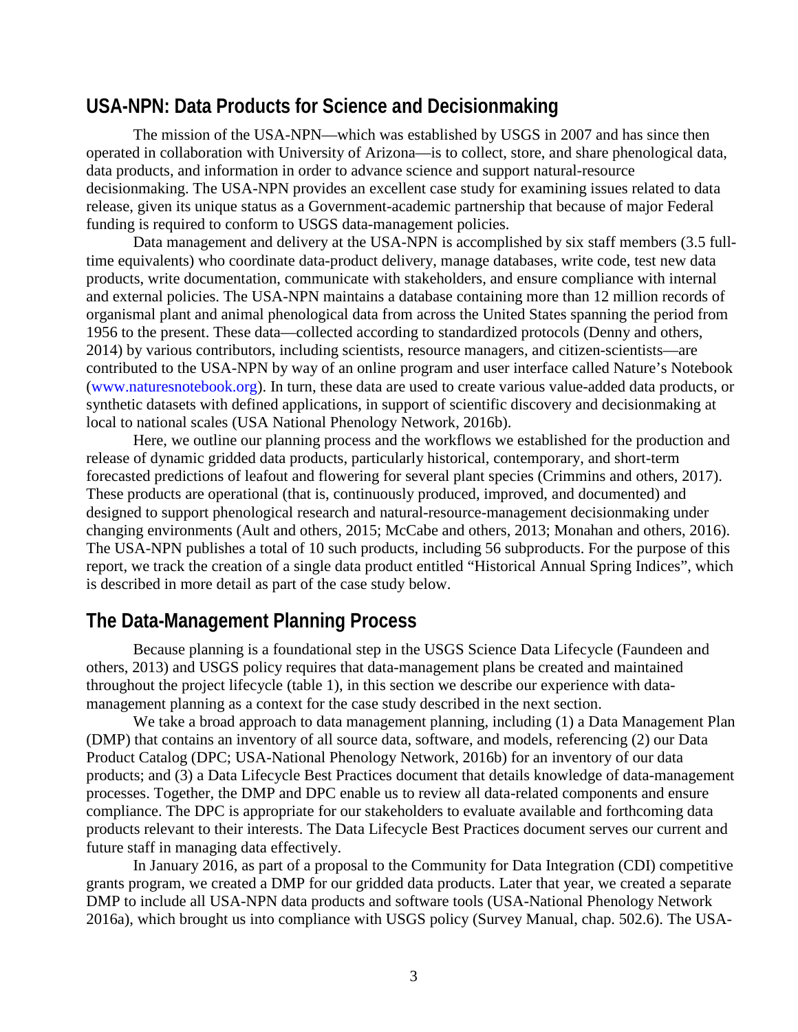## USA-NPN: Data Products for Science and Decisionmaking

The mission of the USA-NPN—which was established by USGS in 2007 and has since then operated in collaboration with University of Arizona—is to collect, store, and share phenological data, data products, and information in order to advance science and support natural-resource decisionmaking. The USA-NPN provides an excellent case study for examining issues related to data release, given its unique status as a Government-academic partnership that because of major Federal funding is required to conform to USGS data-management policies.

Data management and delivery at the USA-NPN is accomplished by six staff members (3.5 full-time equivalents) who coordinate data-product delivery, manage databases, write code, test new data products, write documentation, communicate with stakeholders, and ensure compliance with internal and external policies. The USA-NPN maintains a database containing more than 12 million records of organismal plant and animal phenological data from across the United States spanning the period from 1956 to the present. These data—collected according to standardized protocols (Denny and others, 2014) by various contributors, including scientists, resource managers, and citizen-scientists—are contributed to the USA-NPN by way of an online program and user interface called Nature's Notebook (www.naturesnotebook.org). In turn, these data are used to create various value-added data products, or synthetic datasets with defined applications, in support of scientific discovery and decisionmaking at local to national scales (USA National Phenology Network, 2016b).

Here, we outline our planning process and the workflows we established for the production and release of dynamic gridded data products, particularly historical, contemporary, and short-term forecasted predictions of leafout and flowering for several plant species (Crimmins and others, 2017). These products are operational (that is, continuously produced, improved, and documented) and designed to support phenological research and natural-resource-management decisionmaking under changing environments (Ault and others, 2015; McCabe and others, 2013; Monahan and others, 2016). The USA-NPN publishes a total of 10 such products, including 56 subproducts. For the purpose of this report, we track the creation of a single data product entitled "Historical Annual Spring Indices", which is described in more detail as part of the case study below.

## The Data-Management Planning Process

Because planning is a foundational step in the USGS Science Data Lifecycle (Faundeen and others, 2013) and USGS policy requires that data-management plans be created and maintained throughout the project lifecycle (table 1), in this section we describe our experience with data-management planning as a context for the case study described in the next section.

We take a broad approach to data management planning, including (1) a Data Management Plan (DMP) that contains an inventory of all source data, software, and models, referencing (2) our Data Product Catalog (DPC; USA-National Phenology Network, 2016b) for an inventory of our data products; and (3) a Data Lifecycle Best Practices document that details knowledge of data-management processes. Together, the DMP and DPC enable us to review all data-related components and ensure compliance. The DPC is appropriate for our stakeholders to evaluate available and forthcoming data products relevant to their interests. The Data Lifecycle Best Practices document serves our current and future staff in managing data effectively.

In January 2016, as part of a proposal to the Community for Data Integration (CDI) competitive grants program, we created a DMP for our gridded data products. Later that year, we created a separate DMP to include all USA-NPN data products and software tools (USA-National Phenology Network 2016a), which brought us into compliance with USGS policy (Survey Manual, chap. 502.6). The USA-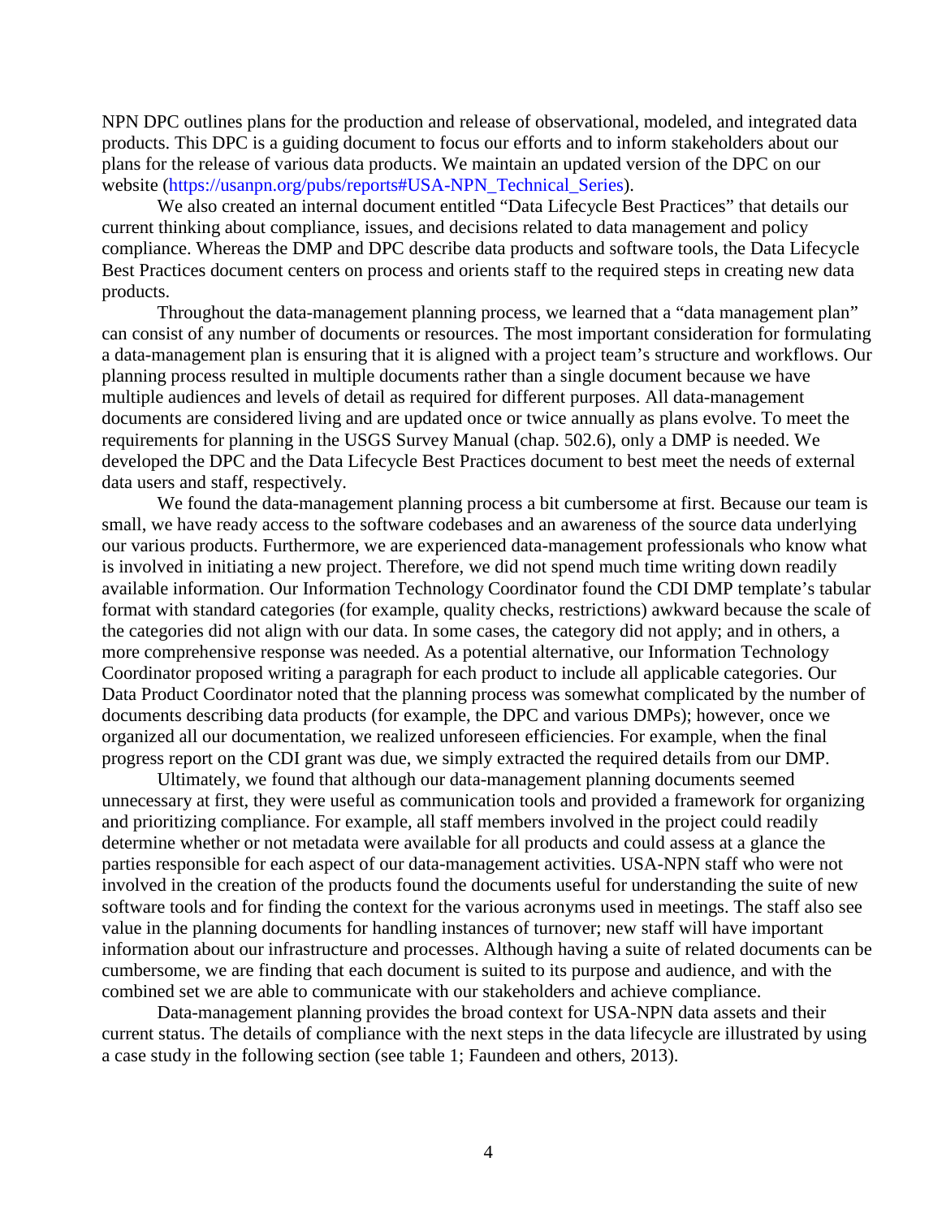NPN DPC outlines plans for the production and release of observational, modeled, and integrated data products. This DPC is a guiding document to focus our efforts and to inform stakeholders about our plans for the release of various data products. We maintain an updated version of the DPC on our website (https://usanpn.org/pubs/reports#USA-NPN_Technical_Series).

We also created an internal document entitled "Data Lifecycle Best Practices" that details our current thinking about compliance, issues, and decisions related to data management and policy compliance. Whereas the DMP and DPC describe data products and software tools, the Data Lifecycle Best Practices document centers on process and orients staff to the required steps in creating new data products.

Throughout the data-management planning process, we learned that a "data management plan" can consist of any number of documents or resources. The most important consideration for formulating a data-management plan is ensuring that it is aligned with a project team's structure and workflows. Our planning process resulted in multiple documents rather than a single document because we have multiple audiences and levels of detail as required for different purposes. All data-management documents are considered living and are updated once or twice annually as plans evolve. To meet the requirements for planning in the USGS Survey Manual (chap. 502.6), only a DMP is needed. We developed the DPC and the Data Lifecycle Best Practices document to best meet the needs of external data users and staff, respectively.

We found the data-management planning process a bit cumbersome at first. Because our team is small, we have ready access to the software codebases and an awareness of the source data underlying our various products. Furthermore, we are experienced data-management professionals who know what is involved in initiating a new project. Therefore, we did not spend much time writing down readily available information. Our Information Technology Coordinator found the CDI DMP template's tabular format with standard categories (for example, quality checks, restrictions) awkward because the scale of the categories did not align with our data. In some cases, the category did not apply; and in others, a more comprehensive response was needed. As a potential alternative, our Information Technology Coordinator proposed writing a paragraph for each product to include all applicable categories. Our Data Product Coordinator noted that the planning process was somewhat complicated by the number of documents describing data products (for example, the DPC and various DMPs); however, once we organized all our documentation, we realized unforeseen efficiencies. For example, when the final progress report on the CDI grant was due, we simply extracted the required details from our DMP.

Ultimately, we found that although our data-management planning documents seemed unnecessary at first, they were useful as communication tools and provided a framework for organizing and prioritizing compliance. For example, all staff members involved in the project could readily determine whether or not metadata were available for all products and could assess at a glance the parties responsible for each aspect of our data-management activities. USA-NPN staff who were not involved in the creation of the products found the documents useful for understanding the suite of new software tools and for finding the context for the various acronyms used in meetings. The staff also see value in the planning documents for handling instances of turnover; new staff will have important information about our infrastructure and processes. Although having a suite of related documents can be cumbersome, we are finding that each document is suited to its purpose and audience, and with the combined set we are able to communicate with our stakeholders and achieve compliance.

Data-management planning provides the broad context for USA-NPN data assets and their current status. The details of compliance with the next steps in the data lifecycle are illustrated by using a case study in the following section (see table 1; Faundeen and others, 2013).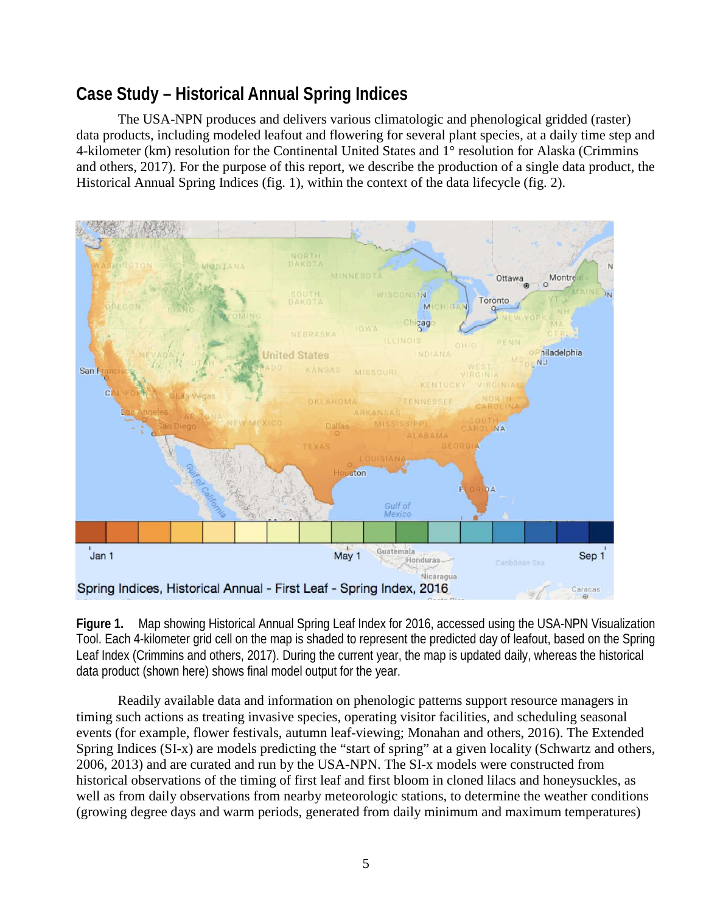## Case Study – Historical Annual Spring Indices

The USA-NPN produces and delivers various climatologic and phenological gridded (raster) data products, including modeled leafout and flowering for several plant species, at a daily time step and 4-kilometer (km) resolution for the Continental United States and 1° resolution for Alaska (Crimmins and others, 2017). For the purpose of this report, we describe the production of a single data product, the Historical Annual Spring Indices (fig. 1), within the context of the data lifecycle (fig. 2).

**Figure 1.** Map showing Historical Annual Spring Leaf Index for 2016, accessed using the USA-NPN Visualization Tool. Each 4-kilometer grid cell on the map is shaded to represent the predicted day of leafout, based on the Spring Leaf Index (Crimmins and others, 2017). During the current year, the map is updated daily, whereas the historical data product (shown here) shows final model output for the year.

Readily available data and information on phenologic patterns support resource managers in timing such actions as treating invasive species, operating visitor facilities, and scheduling seasonal events (for example, flower festivals, autumn leaf-viewing; Monahan and others, 2016). The Extended Spring Indices (SI-x) are models predicting the "start of spring" at a given locality (Schwartz and others, 2006, 2013) and are curated and run by the USA-NPN. The SI-x models were constructed from historical observations of the timing of first leaf and first bloom in cloned lilacs and honeysuckles, as well as from daily observations from nearby meteorologic stations, to determine the weather conditions (growing degree days and warm periods, generated from daily minimum and maximum temperatures)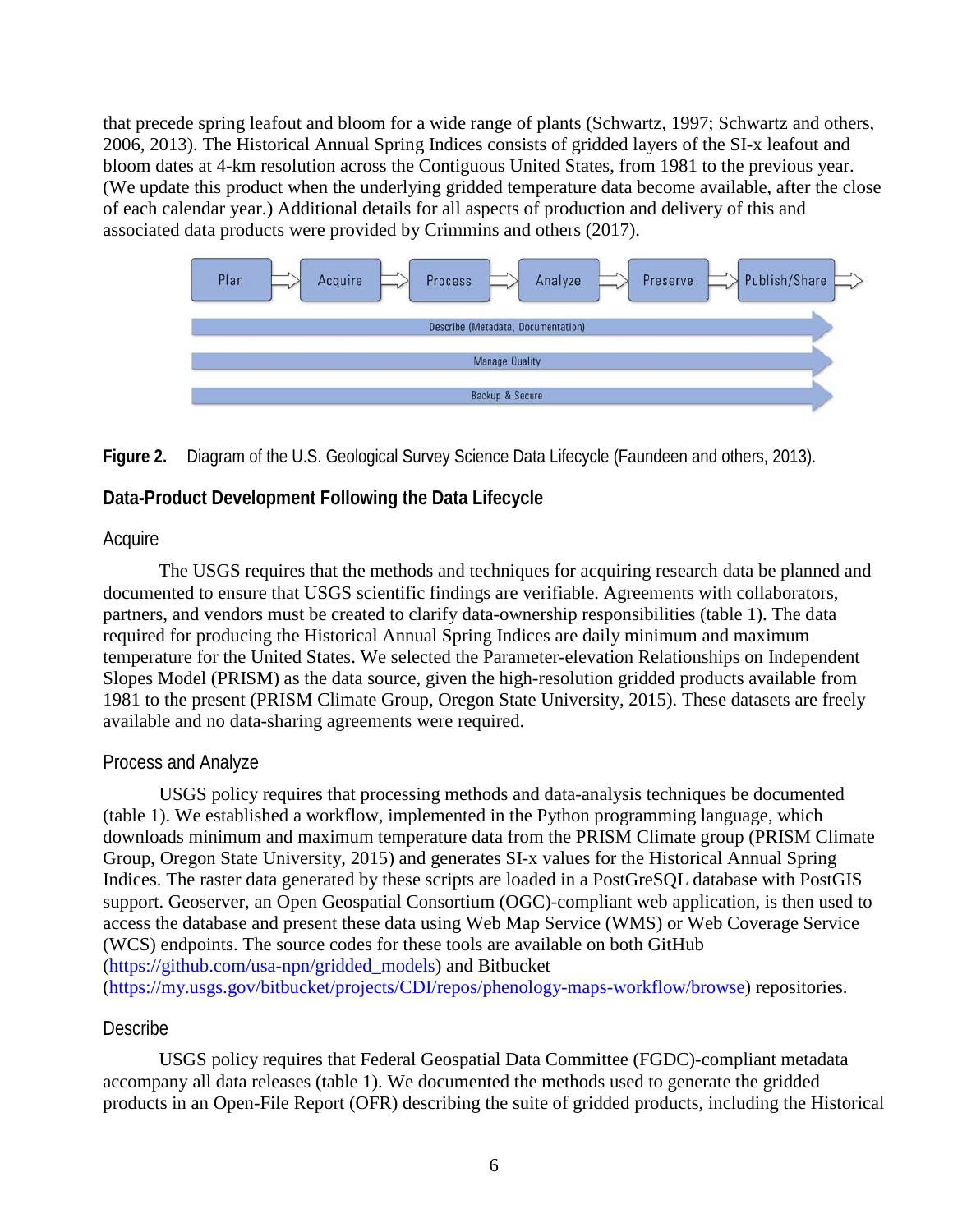that precede spring leafout and bloom for a wide range of plants (Schwartz, 1997; Schwartz and others, 2006, 2013). The Historical Annual Spring Indices consists of gridded layers of the SI-x leafout and bloom dates at 4-km resolution across the Contiguous United States, from 1981 to the previous year. (We update this product when the underlying gridded temperature data become available, after the close of each calendar year.) Additional details for all aspects of production and delivery of this and associated data products were provided by Crimmins and others (2017).

**Figure 2.** Diagram of the U.S. Geological Survey Science Data Lifecycle (Faundeen and others, 2013).

## Data-Product Development Following the Data Lifecycle

### Acquire

The USGS requires that the methods and techniques for acquiring research data be planned and documented to ensure that USGS scientific findings are verifiable. Agreements with collaborators, partners, and vendors must be created to clarify data-ownership responsibilities (table 1). The data required for producing the Historical Annual Spring Indices are daily minimum and maximum temperature for the United States. We selected the Parameter-elevation Relationships on Independent Slopes Model (PRISM) as the data source, given the high-resolution gridded products available from 1981 to the present (PRISM Climate Group, Oregon State University, 2015). These datasets are freely available and no data-sharing agreements were required.

### Process and Analyze

USGS policy requires that processing methods and data-analysis techniques be documented (table 1). We established a workflow, implemented in the Python programming language, which downloads minimum and maximum temperature data from the PRISM Climate group (PRISM Climate Group, Oregon State University, 2015) and generates SI-x values for the Historical Annual Spring Indices. The raster data generated by these scripts are loaded in a PostGreSQL database with PostGIS support. Geoserver, an Open Geospatial Consortium (OGC)-compliant web application, is then used to access the database and present these data using Web Map Service (WMS) or Web Coverage Service (WCS) endpoints. The source codes for these tools are available on both GitHub (https://github.com/usa-npn/gridded_models) and Bitbucket (https://my.usgs.gov/bitbucket/projects/CDI/repos/phenology-maps-workflow/browse) repositories.

### Describe

USGS policy requires that Federal Geospatial Data Committee (FGDC)-compliant metadata accompany all data releases (table 1). We documented the methods used to generate the gridded products in an Open-File Report (OFR) describing the suite of gridded products, including the Historical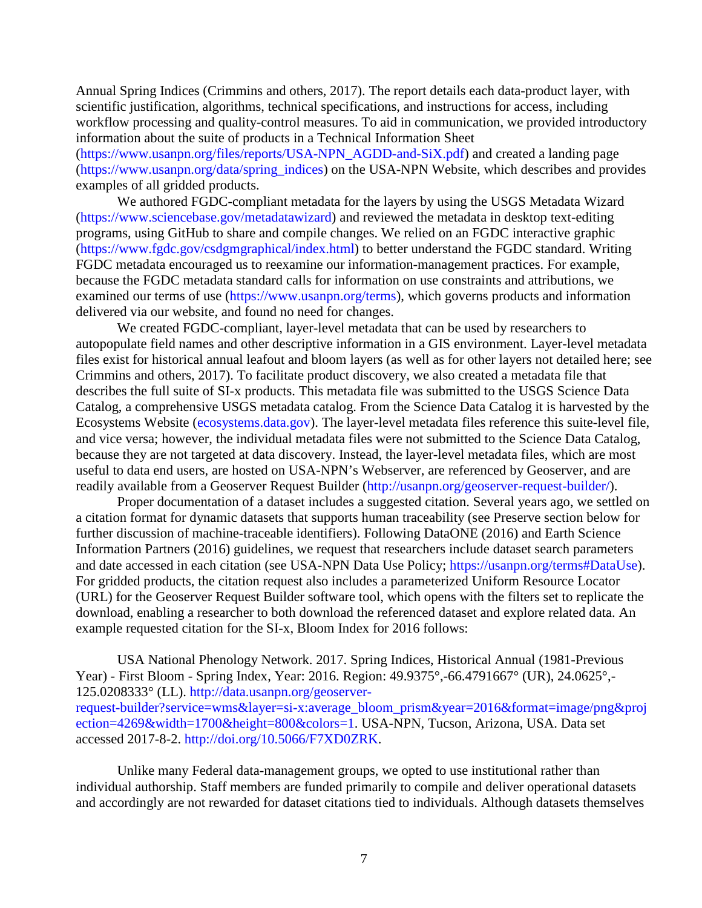Annual Spring Indices (Crimmins and others, 2017). The report details each data-product layer, with scientific justification, algorithms, technical specifications, and instructions for access, including workflow processing and quality-control measures. To aid in communication, we provided introductory information about the suite of products in a Technical Information Sheet (https://www.usanpn.org/files/reports/USA-NPN_AGDD-and-SiX.pdf) and created a landing page (https://www.usanpn.org/data/spring_indices) on the USA-NPN Website, which describes and provides examples of all gridded products.

We authored FGDC-compliant metadata for the layers by using the USGS Metadata Wizard (https://www.sciencebase.gov/metadatawizard) and reviewed the metadata in desktop text-editing programs, using GitHub to share and compile changes. We relied on an FGDC interactive graphic (https://www.fgdc.gov/csdgmgraphical/index.html) to better understand the FGDC standard. Writing FGDC metadata encouraged us to reexamine our information-management practices. For example, because the FGDC metadata standard calls for information on use constraints and attributions, we examined our terms of use (https://www.usanpn.org/terms), which governs products and information delivered via our website, and found no need for changes.

We created FGDC-compliant, layer-level metadata that can be used by researchers to autopopulate field names and other descriptive information in a GIS environment. Layer-level metadata files exist for historical annual leafout and bloom layers (as well as for other layers not detailed here; see Crimmins and others, 2017). To facilitate product discovery, we also created a metadata file that describes the full suite of SI-x products. This metadata file was submitted to the USGS Science Data Catalog, a comprehensive USGS metadata catalog. From the Science Data Catalog it is harvested by the Ecosystems Website (ecosystems.data.gov). The layer-level metadata files reference this suite-level file, and vice versa; however, the individual metadata files were not submitted to the Science Data Catalog, because they are not targeted at data discovery. Instead, the layer-level metadata files, which are most useful to data end users, are hosted on USA-NPN's Webserver, are referenced by Geoserver, and are readily available from a Geoserver Request Builder (http://usanpn.org/geoserver-request-builder/).

Proper documentation of a dataset includes a suggested citation. Several years ago, we settled on a citation format for dynamic datasets that supports human traceability (see Preserve section below for further discussion of machine-traceable identifiers). Following DataONE (2016) and Earth Science Information Partners (2016) guidelines, we request that researchers include dataset search parameters and date accessed in each citation (see USA-NPN Data Use Policy; https://usanpn.org/terms#DataUse). For gridded products, the citation request also includes a parameterized Uniform Resource Locator (URL) for the Geoserver Request Builder software tool, which opens with the filters set to replicate the download, enabling a researcher to both download the referenced dataset and explore related data. An example requested citation for the SI-x, Bloom Index for 2016 follows:

USA National Phenology Network. 2017. Spring Indices, Historical Annual (1981-Previous Year) - First Bloom - Spring Index, Year: 2016. Region: 49.9375°,-66.4791667° (UR), 24.0625°,-125.0208333° (LL). http://data.usanpn.org/geoserver-request-builder?service=wms&layer=si-x:average_bloom_prism&year=2016&format=image/png&projection=4269&width=1700&height=800&colors=1. USA-NPN, Tucson, Arizona, USA. Data set accessed 2017-8-2. http://doi.org/10.5066/F7XD0ZRK.

Unlike many Federal data-management groups, we opted to use institutional rather than individual authorship. Staff members are funded primarily to compile and deliver operational datasets and accordingly are not rewarded for dataset citations tied to individuals. Although datasets themselves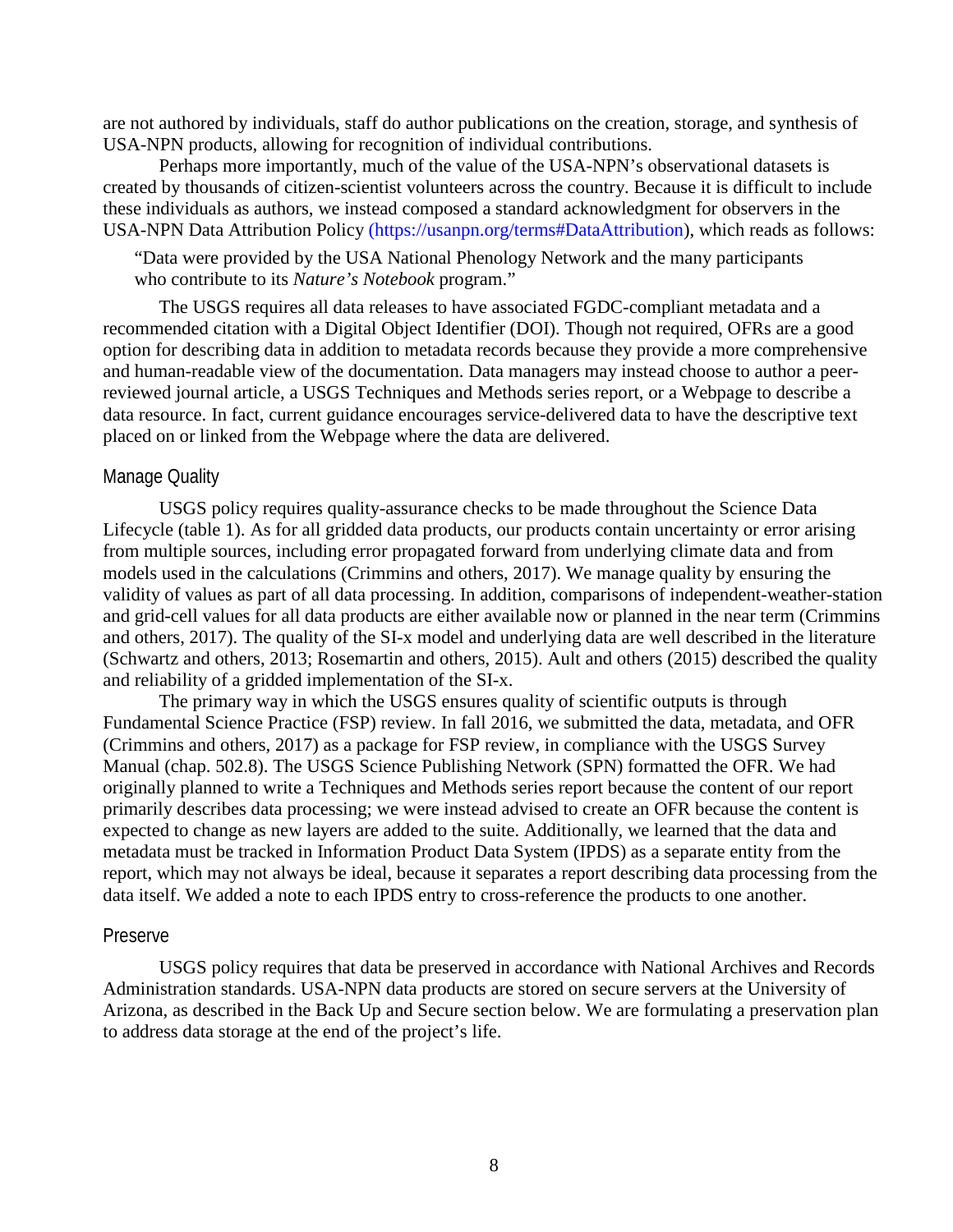are not authored by individuals, staff do author publications on the creation, storage, and synthesis of USA-NPN products, allowing for recognition of individual contributions.

Perhaps more importantly, much of the value of the USA-NPN's observational datasets is created by thousands of citizen-scientist volunteers across the country. Because it is difficult to include these individuals as authors, we instead composed a standard acknowledgment for observers in the USA-NPN Data Attribution Policy (https://usanpn.org/terms#DataAttribution), which reads as follows:

> "Data were provided by the USA National Phenology Network and the many participants who contribute to its *Nature's Notebook* program."

The USGS requires all data releases to have associated FGDC-compliant metadata and a recommended citation with a Digital Object Identifier (DOI). Though not required, OFRs are a good option for describing data in addition to metadata records because they provide a more comprehensive and human-readable view of the documentation. Data managers may instead choose to author a peer-reviewed journal article, a USGS Techniques and Methods series report, or a Webpage to describe a data resource. In fact, current guidance encourages service-delivered data to have the descriptive text placed on or linked from the Webpage where the data are delivered.

### Manage Quality

USGS policy requires quality-assurance checks to be made throughout the Science Data Lifecycle (table 1). As for all gridded data products, our products contain uncertainty or error arising from multiple sources, including error propagated forward from underlying climate data and from models used in the calculations (Crimmins and others, 2017). We manage quality by ensuring the validity of values as part of all data processing. In addition, comparisons of independent-weather-station and grid-cell values for all data products are either available now or planned in the near term (Crimmins and others, 2017). The quality of the SI-x model and underlying data are well described in the literature (Schwartz and others, 2013; Rosemartin and others, 2015). Ault and others (2015) described the quality and reliability of a gridded implementation of the SI-x.

The primary way in which the USGS ensures quality of scientific outputs is through Fundamental Science Practice (FSP) review. In fall 2016, we submitted the data, metadata, and OFR (Crimmins and others, 2017) as a package for FSP review, in compliance with the USGS Survey Manual (chap. 502.8). The USGS Science Publishing Network (SPN) formatted the OFR. We had originally planned to write a Techniques and Methods series report because the content of our report primarily describes data processing; we were instead advised to create an OFR because the content is expected to change as new layers are added to the suite. Additionally, we learned that the data and metadata must be tracked in Information Product Data System (IPDS) as a separate entity from the report, which may not always be ideal, because it separates a report describing data processing from the data itself. We added a note to each IPDS entry to cross-reference the products to one another.

### Preserve

USGS policy requires that data be preserved in accordance with National Archives and Records Administration standards. USA-NPN data products are stored on secure servers at the University of Arizona, as described in the Back Up and Secure section below. We are formulating a preservation plan to address data storage at the end of the project's life.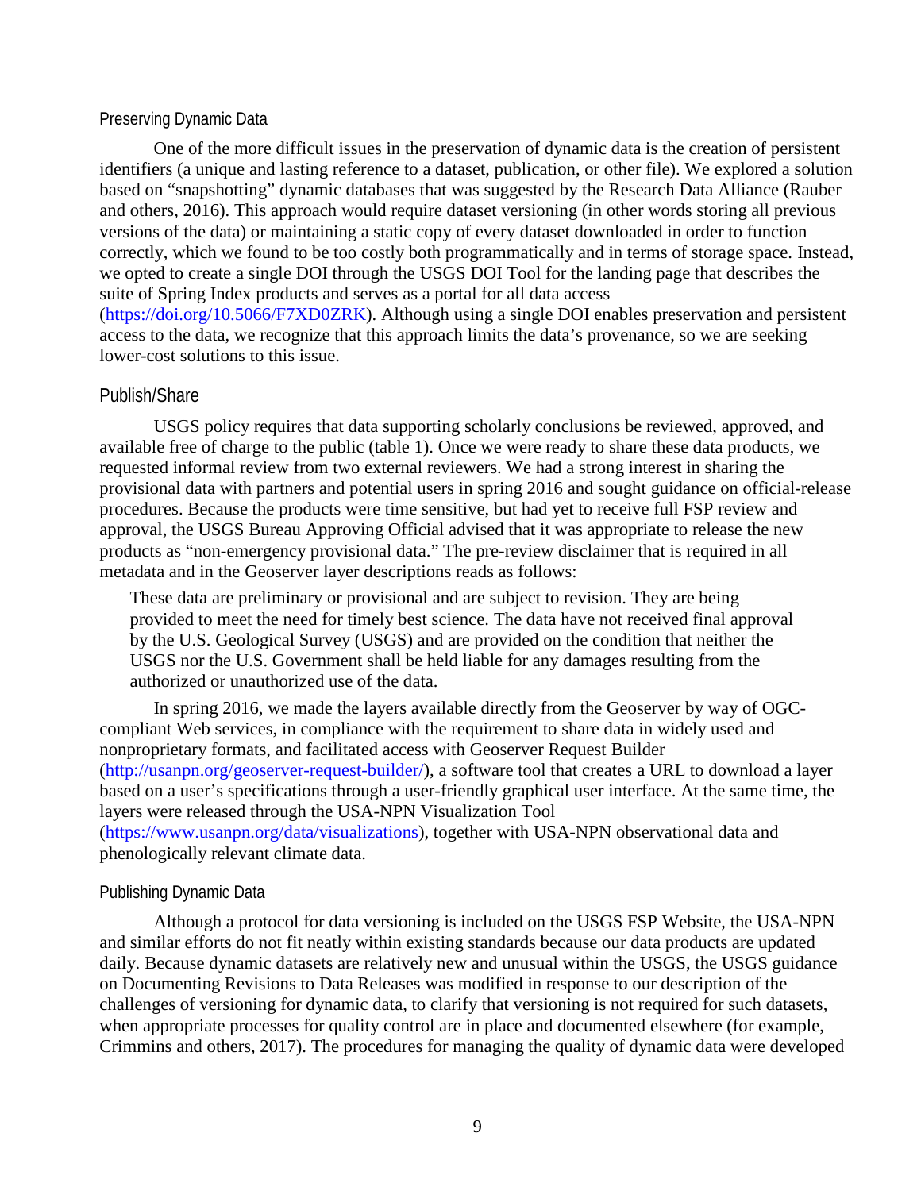### Preserving Dynamic Data

One of the more difficult issues in the preservation of dynamic data is the creation of persistent identifiers (a unique and lasting reference to a dataset, publication, or other file). We explored a solution based on "snapshotting" dynamic databases that was suggested by the Research Data Alliance (Rauber and others, 2016). This approach would require dataset versioning (in other words storing all previous versions of the data) or maintaining a static copy of every dataset downloaded in order to function correctly, which we found to be too costly both programmatically and in terms of storage space. Instead, we opted to create a single DOI through the USGS DOI Tool for the landing page that describes the suite of Spring Index products and serves as a portal for all data access (https://doi.org/10.5066/F7XD0ZRK). Although using a single DOI enables preservation and persistent access to the data, we recognize that this approach limits the data's provenance, so we are seeking lower-cost solutions to this issue.

### Publish/Share

USGS policy requires that data supporting scholarly conclusions be reviewed, approved, and available free of charge to the public (table 1). Once we were ready to share these data products, we requested informal review from two external reviewers. We had a strong interest in sharing the provisional data with partners and potential users in spring 2016 and sought guidance on official-release procedures. Because the products were time sensitive, but had yet to receive full FSP review and approval, the USGS Bureau Approving Official advised that it was appropriate to release the new products as "non-emergency provisional data." The pre-review disclaimer that is required in all metadata and in the Geoserver layer descriptions reads as follows:

> These data are preliminary or provisional and are subject to revision. They are being provided to meet the need for timely best science. The data have not received final approval by the U.S. Geological Survey (USGS) and are provided on the condition that neither the USGS nor the U.S. Government shall be held liable for any damages resulting from the authorized or unauthorized use of the data.

In spring 2016, we made the layers available directly from the Geoserver by way of OGC-compliant Web services, in compliance with the requirement to share data in widely used and nonproprietary formats, and facilitated access with Geoserver Request Builder (http://usanpn.org/geoserver-request-builder/), a software tool that creates a URL to download a layer based on a user's specifications through a user-friendly graphical user interface. At the same time, the layers were released through the USA-NPN Visualization Tool (https://www.usanpn.org/data/visualizations), together with USA-NPN observational data and phenologically relevant climate data.

### Publishing Dynamic Data

Although a protocol for data versioning is included on the USGS FSP Website, the USA-NPN and similar efforts do not fit neatly within existing standards because our data products are updated daily. Because dynamic datasets are relatively new and unusual within the USGS, the USGS guidance on Documenting Revisions to Data Releases was modified in response to our description of the challenges of versioning for dynamic data, to clarify that versioning is not required for such datasets, when appropriate processes for quality control are in place and documented elsewhere (for example, Crimmins and others, 2017). The procedures for managing the quality of dynamic data were developed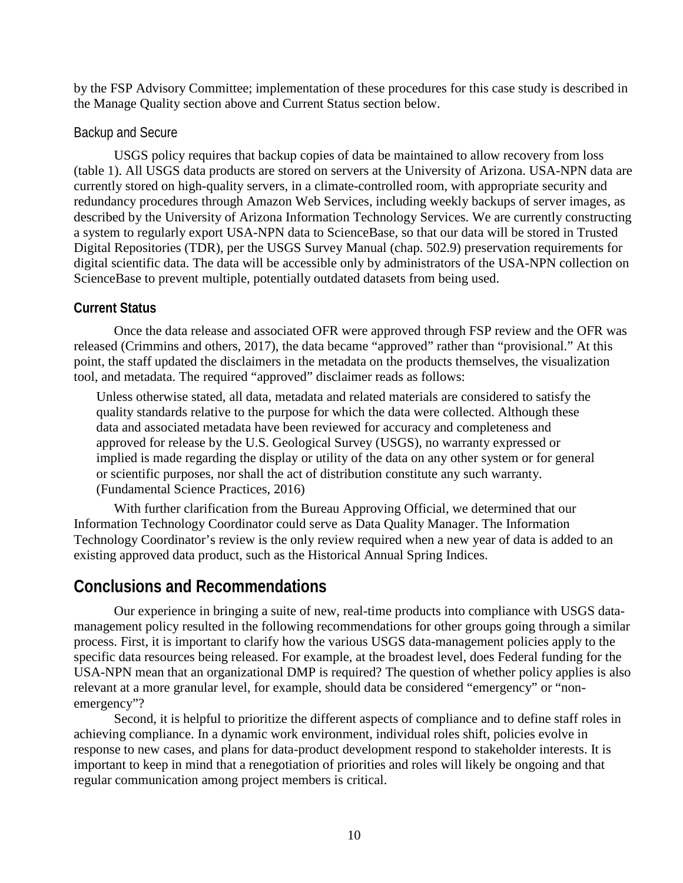by the FSP Advisory Committee; implementation of these procedures for this case study is described in the Manage Quality section above and Current Status section below.

#### Backup and Secure

USGS policy requires that backup copies of data be maintained to allow recovery from loss (table 1). All USGS data products are stored on servers at the University of Arizona. USA-NPN data are currently stored on high-quality servers, in a climate-controlled room, with appropriate security and redundancy procedures through Amazon Web Services, including weekly backups of server images, as described by the University of Arizona Information Technology Services. We are currently constructing a system to regularly export USA-NPN data to ScienceBase, so that our data will be stored in Trusted Digital Repositories (TDR), per the USGS Survey Manual (chap. 502.9) preservation requirements for digital scientific data. The data will be accessible only by administrators of the USA-NPN collection on ScienceBase to prevent multiple, potentially outdated datasets from being used.

### Current Status

Once the data release and associated OFR were approved through FSP review and the OFR was released (Crimmins and others, 2017), the data became "approved" rather than "provisional." At this point, the staff updated the disclaimers in the metadata on the products themselves, the visualization tool, and metadata. The required "approved" disclaimer reads as follows:

> Unless otherwise stated, all data, metadata and related materials are considered to satisfy the quality standards relative to the purpose for which the data were collected. Although these data and associated metadata have been reviewed for accuracy and completeness and approved for release by the U.S. Geological Survey (USGS), no warranty expressed or implied is made regarding the display or utility of the data on any other system or for general or scientific purposes, nor shall the act of distribution constitute any such warranty. (Fundamental Science Practices, 2016)

With further clarification from the Bureau Approving Official, we determined that our Information Technology Coordinator could serve as Data Quality Manager. The Information Technology Coordinator's review is the only review required when a new year of data is added to an existing approved data product, such as the Historical Annual Spring Indices.

## Conclusions and Recommendations

Our experience in bringing a suite of new, real-time products into compliance with USGS data-management policy resulted in the following recommendations for other groups going through a similar process. First, it is important to clarify how the various USGS data-management policies apply to the specific data resources being released. For example, at the broadest level, does Federal funding for the USA-NPN mean that an organizational DMP is required? The question of whether policy applies is also relevant at a more granular level, for example, should data be considered "emergency" or "non-emergency"?

Second, it is helpful to prioritize the different aspects of compliance and to define staff roles in achieving compliance. In a dynamic work environment, individual roles shift, policies evolve in response to new cases, and plans for data-product development respond to stakeholder interests. It is important to keep in mind that a renegotiation of priorities and roles will likely be ongoing and that regular communication among project members is critical.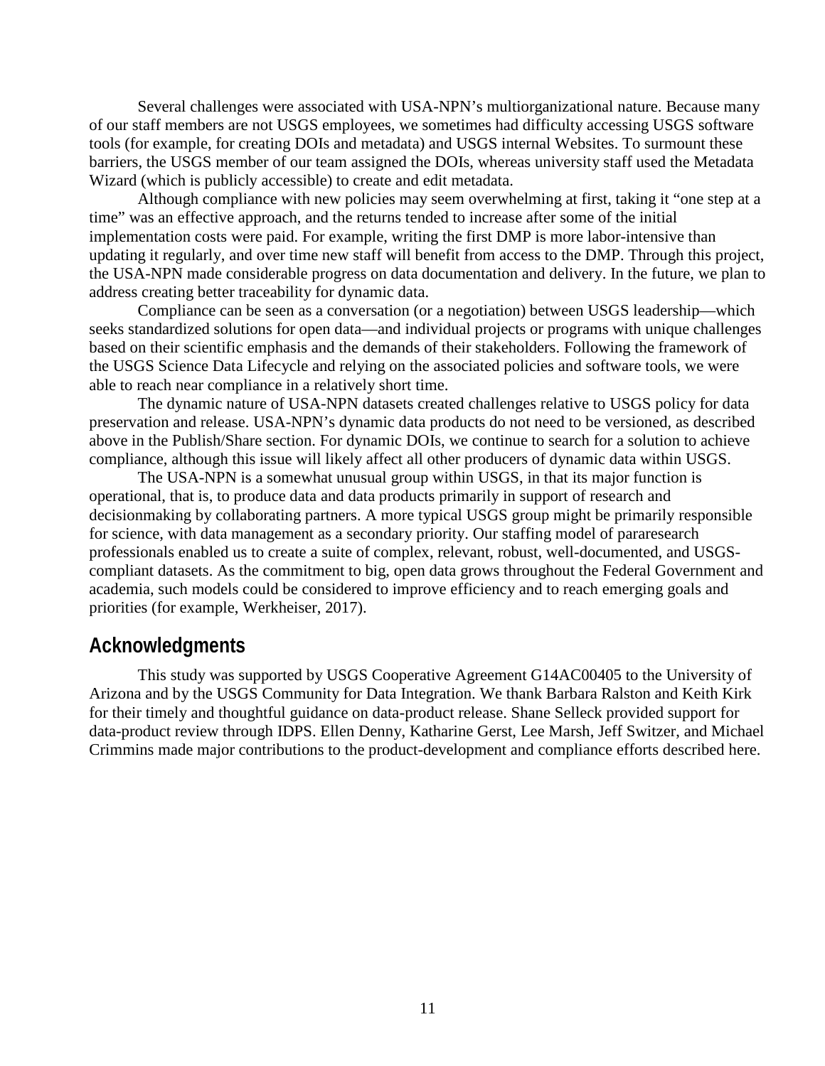Several challenges were associated with USA-NPN's multiorganizational nature. Because many of our staff members are not USGS employees, we sometimes had difficulty accessing USGS software tools (for example, for creating DOIs and metadata) and USGS internal Websites. To surmount these barriers, the USGS member of our team assigned the DOIs, whereas university staff used the Metadata Wizard (which is publicly accessible) to create and edit metadata.

Although compliance with new policies may seem overwhelming at first, taking it "one step at a time" was an effective approach, and the returns tended to increase after some of the initial implementation costs were paid. For example, writing the first DMP is more labor-intensive than updating it regularly, and over time new staff will benefit from access to the DMP. Through this project, the USA-NPN made considerable progress on data documentation and delivery. In the future, we plan to address creating better traceability for dynamic data.

Compliance can be seen as a conversation (or a negotiation) between USGS leadership—which seeks standardized solutions for open data—and individual projects or programs with unique challenges based on their scientific emphasis and the demands of their stakeholders. Following the framework of the USGS Science Data Lifecycle and relying on the associated policies and software tools, we were able to reach near compliance in a relatively short time.

The dynamic nature of USA-NPN datasets created challenges relative to USGS policy for data preservation and release. USA-NPN's dynamic data products do not need to be versioned, as described above in the Publish/Share section. For dynamic DOIs, we continue to search for a solution to achieve compliance, although this issue will likely affect all other producers of dynamic data within USGS.

The USA-NPN is a somewhat unusual group within USGS, in that its major function is operational, that is, to produce data and data products primarily in support of research and decisionmaking by collaborating partners. A more typical USGS group might be primarily responsible for science, with data management as a secondary priority. Our staffing model of pararesearch professionals enabled us to create a suite of complex, relevant, robust, well-documented, and USGS-compliant datasets. As the commitment to big, open data grows throughout the Federal Government and academia, such models could be considered to improve efficiency and to reach emerging goals and priorities (for example, Werkheiser, 2017).

## Acknowledgments

This study was supported by USGS Cooperative Agreement G14AC00405 to the University of Arizona and by the USGS Community for Data Integration. We thank Barbara Ralston and Keith Kirk for their timely and thoughtful guidance on data-product release. Shane Selleck provided support for data-product review through IDPS. Ellen Denny, Katharine Gerst, Lee Marsh, Jeff Switzer, and Michael Crimmins made major contributions to the product-development and compliance efforts described here.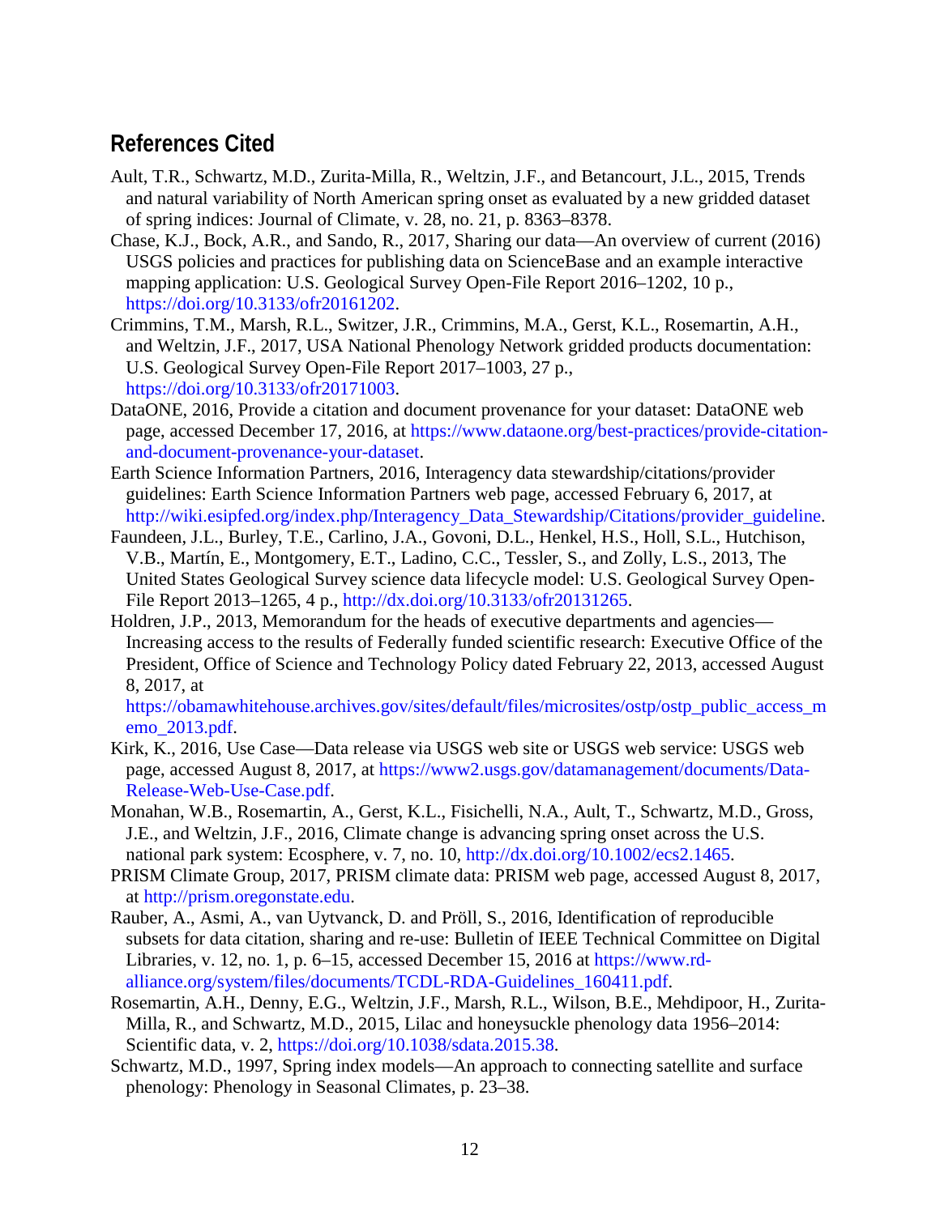## References Cited

Ault, T.R., Schwartz, M.D., Zurita-Milla, R., Weltzin, J.F., and Betancourt, J.L., 2015, Trends and natural variability of North American spring onset as evaluated by a new gridded dataset of spring indices: Journal of Climate, v. 28, no. 21, p. 8363–8378.

Chase, K.J., Bock, A.R., and Sando, R., 2017, Sharing our data—An overview of current (2016) USGS policies and practices for publishing data on ScienceBase and an example interactive mapping application: U.S. Geological Survey Open-File Report 2016–1202, 10 p., https://doi.org/10.3133/ofr20161202.

Crimmins, T.M., Marsh, R.L., Switzer, J.R., Crimmins, M.A., Gerst, K.L., Rosemartin, A.H., and Weltzin, J.F., 2017, USA National Phenology Network gridded products documentation: U.S. Geological Survey Open-File Report 2017–1003, 27 p., https://doi.org/10.3133/ofr20171003.

DataONE, 2016, Provide a citation and document provenance for your dataset: DataONE web page, accessed December 17, 2016, at https://www.dataone.org/best-practices/provide-citation-and-document-provenance-your-dataset.

Earth Science Information Partners, 2016, Interagency data stewardship/citations/provider guidelines: Earth Science Information Partners web page, accessed February 6, 2017, at http://wiki.esipfed.org/index.php/Interagency_Data_Stewardship/Citations/provider_guideline.

Faundeen, J.L., Burley, T.E., Carlino, J.A., Govoni, D.L., Henkel, H.S., Holl, S.L., Hutchison, V.B., Martín, E., Montgomery, E.T., Ladino, C.C., Tessler, S., and Zolly, L.S., 2013, The United States Geological Survey science data lifecycle model: U.S. Geological Survey Open-File Report 2013–1265, 4 p., http://dx.doi.org/10.3133/ofr20131265.

Holdren, J.P., 2013, Memorandum for the heads of executive departments and agencies—Increasing access to the results of Federally funded scientific research: Executive Office of the President, Office of Science and Technology Policy dated February 22, 2013, accessed August 8, 2017, at https://obamawhitehouse.archives.gov/sites/default/files/microsites/ostp/ostp_public_access_memo_2013.pdf.

Kirk, K., 2016, Use Case—Data release via USGS web site or USGS web service: USGS web page, accessed August 8, 2017, at https://www2.usgs.gov/datamanagement/documents/Data-Release-Web-Use-Case.pdf.

Monahan, W.B., Rosemartin, A., Gerst, K.L., Fisichelli, N.A., Ault, T., Schwartz, M.D., Gross, J.E., and Weltzin, J.F., 2016, Climate change is advancing spring onset across the U.S. national park system: Ecosphere, v. 7, no. 10, http://dx.doi.org/10.1002/ecs2.1465.

PRISM Climate Group, 2017, PRISM climate data: PRISM web page, accessed August 8, 2017, at http://prism.oregonstate.edu.

Rauber, A., Asmi, A., van Uytvanck, D. and Pröll, S., 2016, Identification of reproducible subsets for data citation, sharing and re-use: Bulletin of IEEE Technical Committee on Digital Libraries, v. 12, no. 1, p. 6–15, accessed December 15, 2016 at https://www.rd-alliance.org/system/files/documents/TCDL-RDA-Guidelines_160411.pdf.

Rosemartin, A.H., Denny, E.G., Weltzin, J.F., Marsh, R.L., Wilson, B.E., Mehdipoor, H., Zurita-Milla, R., and Schwartz, M.D., 2015, Lilac and honeysuckle phenology data 1956–2014: Scientific data, v. 2, https://doi.org/10.1038/sdata.2015.38.

Schwartz, M.D., 1997, Spring index models—An approach to connecting satellite and surface phenology: Phenology in Seasonal Climates, p. 23–38.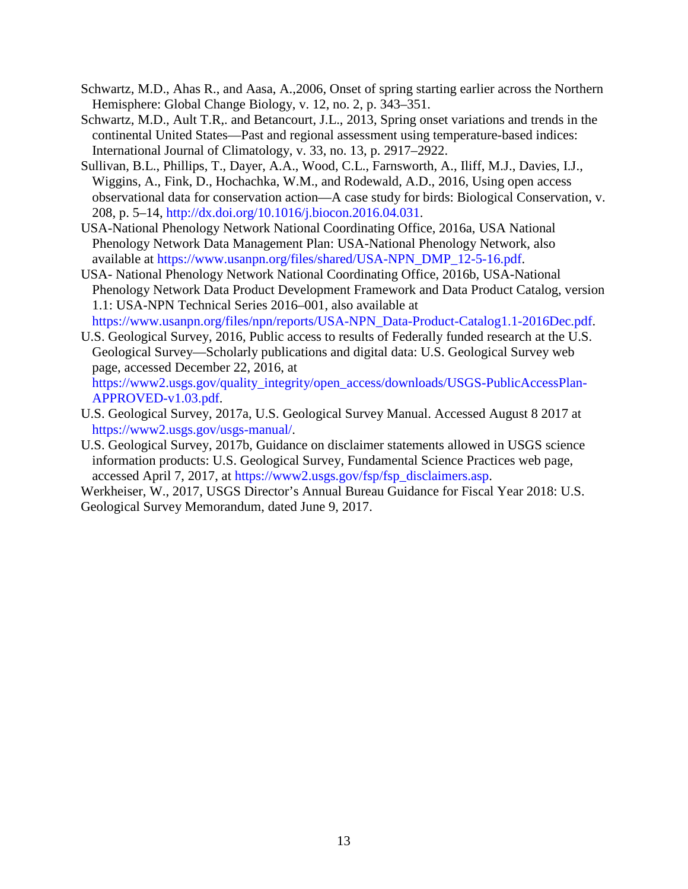Schwartz, M.D., Ahas R., and Aasa, A.,2006, Onset of spring starting earlier across the Northern Hemisphere: Global Change Biology, v. 12, no. 2, p. 343–351.

Schwartz, M.D., Ault T.R,. and Betancourt, J.L., 2013, Spring onset variations and trends in the continental United States—Past and regional assessment using temperature-based indices: International Journal of Climatology, v. 33, no. 13, p. 2917–2922.

Sullivan, B.L., Phillips, T., Dayer, A.A., Wood, C.L., Farnsworth, A., Iliff, M.J., Davies, I.J., Wiggins, A., Fink, D., Hochachka, W.M., and Rodewald, A.D., 2016, Using open access observational data for conservation action—A case study for birds: Biological Conservation, v. 208, p. 5–14, http://dx.doi.org/10.1016/j.biocon.2016.04.031.

USA-National Phenology Network National Coordinating Office, 2016a, USA National Phenology Network Data Management Plan: USA-National Phenology Network, also available at https://www.usanpn.org/files/shared/USA-NPN_DMP_12-5-16.pdf.

USA- National Phenology Network National Coordinating Office, 2016b, USA-National Phenology Network Data Product Development Framework and Data Product Catalog, version 1.1: USA-NPN Technical Series 2016–001, also available at https://www.usanpn.org/files/npn/reports/USA-NPN_Data-Product-Catalog1.1-2016Dec.pdf.

U.S. Geological Survey, 2016, Public access to results of Federally funded research at the U.S. Geological Survey—Scholarly publications and digital data: U.S. Geological Survey web page, accessed December 22, 2016, at https://www2.usgs.gov/quality_integrity/open_access/downloads/USGS-PublicAccessPlan-APPROVED-v1.03.pdf.

U.S. Geological Survey, 2017a, U.S. Geological Survey Manual. Accessed August 8 2017 at https://www2.usgs.gov/usgs-manual/.

U.S. Geological Survey, 2017b, Guidance on disclaimer statements allowed in USGS science information products: U.S. Geological Survey, Fundamental Science Practices web page, accessed April 7, 2017, at https://www2.usgs.gov/fsp/fsp_disclaimers.asp.

Werkheiser, W., 2017, USGS Director's Annual Bureau Guidance for Fiscal Year 2018: U.S. Geological Survey Memorandum, dated June 9, 2017.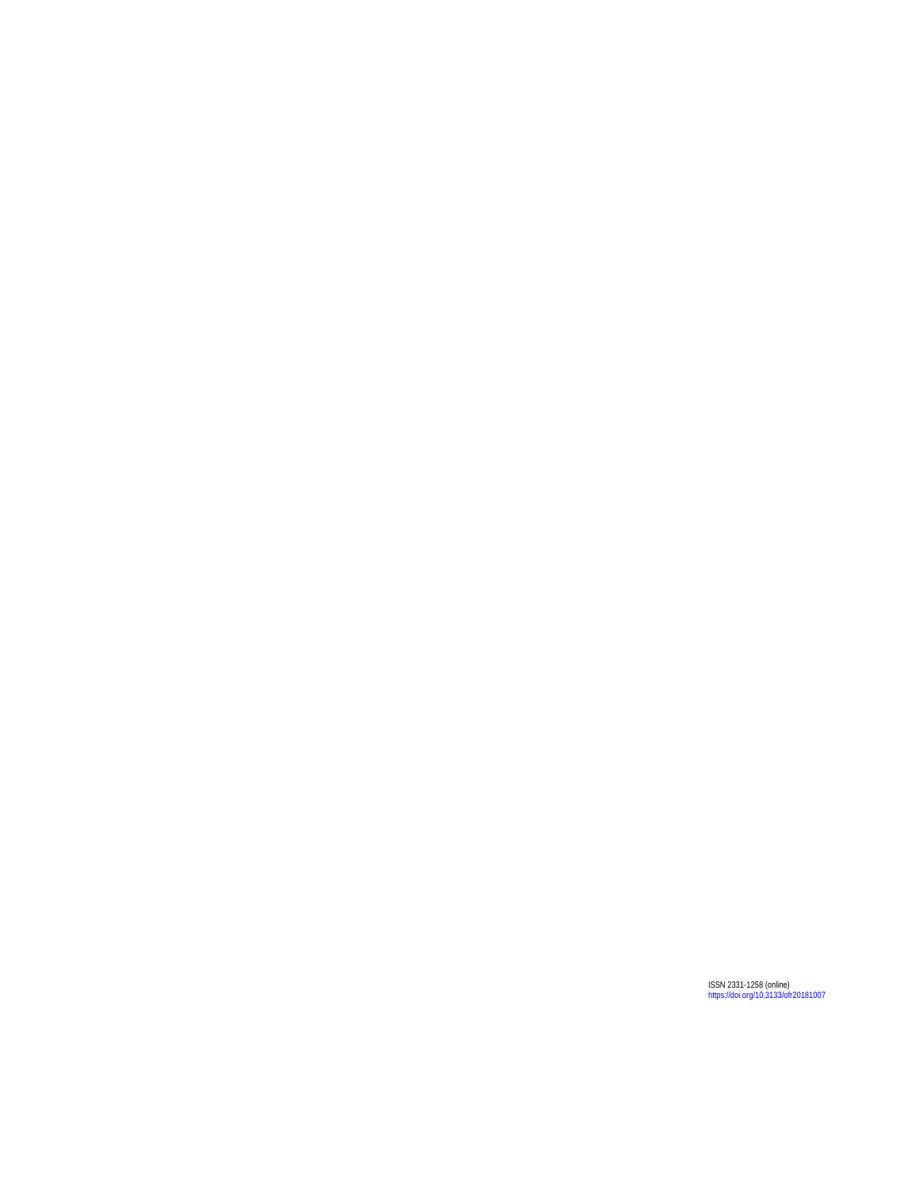ISSN 2331-1258 (online)
https://doi.org/10.3133/ofr20181007